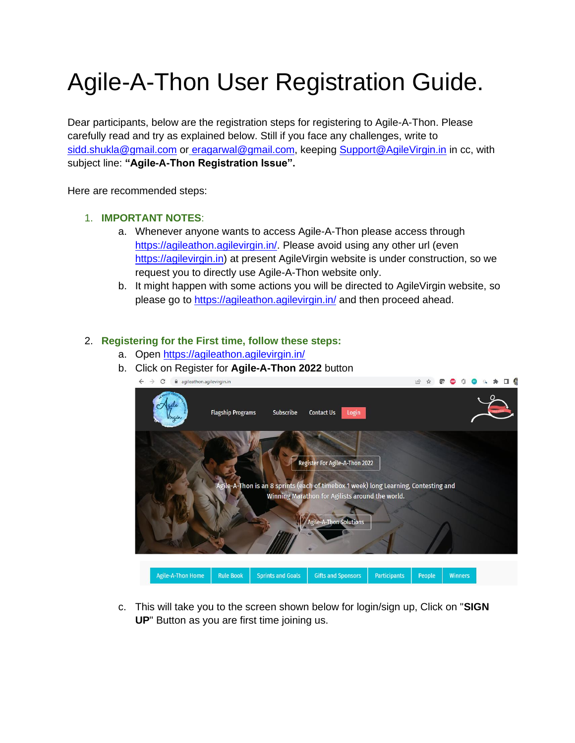# Agile-A-Thon User Registration Guide.

Dear participants, below are the registration steps for registering to Agile-A-Thon. Please carefully read and try as explained below. Still if you face any challenges, write to sidd.shukla@gmail.com or eragarwal@gmail.com, keeping Support@AgileVirgin.in in cc, with subject line: **"Agile-A-Thon Registration Issue".**

Here are recommended steps:

1. **IMPORTANT NOTES**:
   a. Whenever anyone wants to access Agile-A-Thon please access through https://agileathon.agilevirgin.in/. Please avoid using any other url (even https://agilevirgin.in) at present AgileVirgin website is under construction, so we request you to directly use Agile-A-Thon website only.
   b. It might happen with some actions you will be directed to AgileVirgin website, so please go to https://agileathon.agilevirgin.in/ and then proceed ahead.

2. **Registering for the First time, follow these steps:**
   a. Open https://agileathon.agilevirgin.in/
   b. Click on Register for **Agile-A-Thon 2022** button
   c. This will take you to the screen shown below for login/sign up, Click on "**SIGN UP**" Button as you are first time joining us.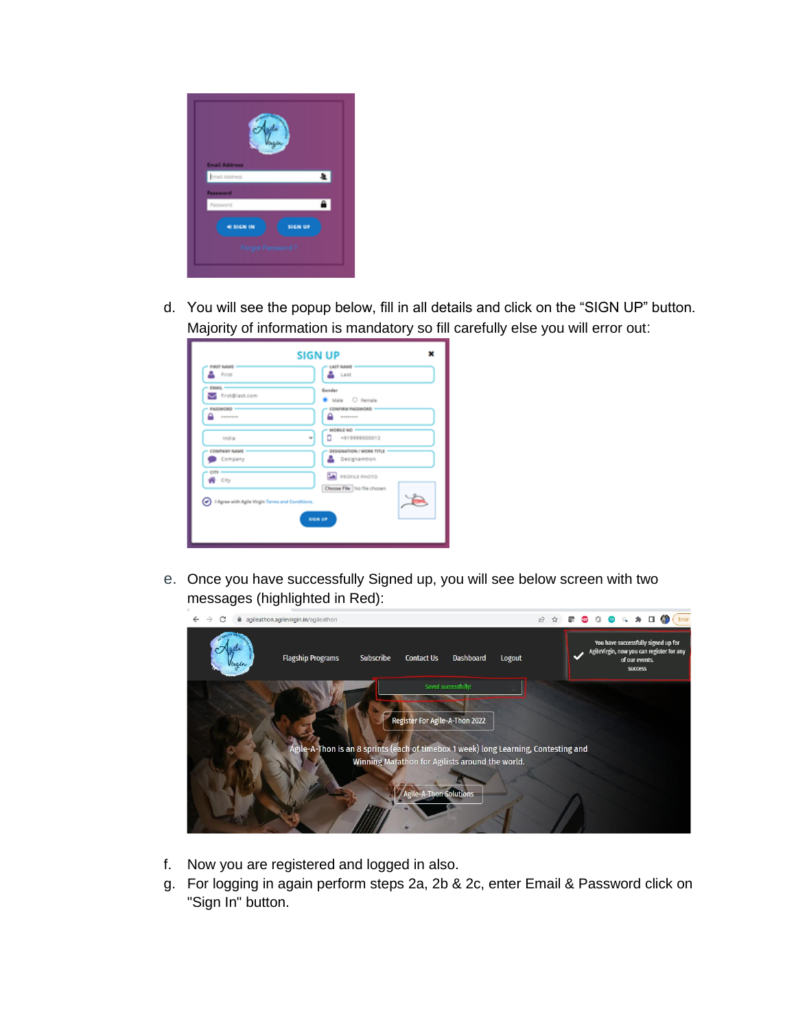d. You will see the popup below, fill in all details and click on the "SIGN UP" button. Majority of information is mandatory so fill carefully else you will error out:

e. Once you have successfully Signed up, you will see below screen with two messages (highlighted in Red):

f. Now you are registered and logged in also.

g. For logging in again perform steps 2a, 2b & 2c, enter Email & Password click on "Sign In" button.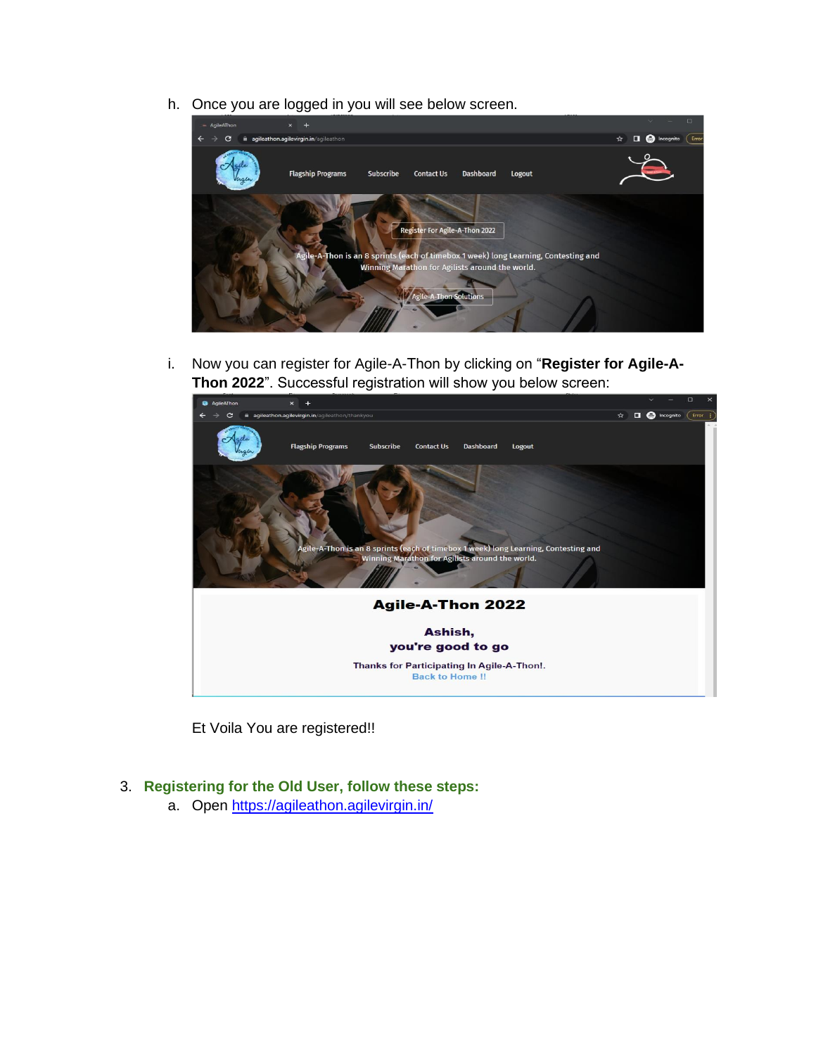h. Once you are logged in you will see below screen.

i. Now you can register for Agile-A-Thon by clicking on "**Register for Agile-A-Thon 2022**". Successful registration will show you below screen:

Et Voila You are registered!!

3. **Registering for the Old User, follow these steps:**
   a. Open [https://agileathon.agilevirgin.in/](https://agileathon.agilevirgin.in/)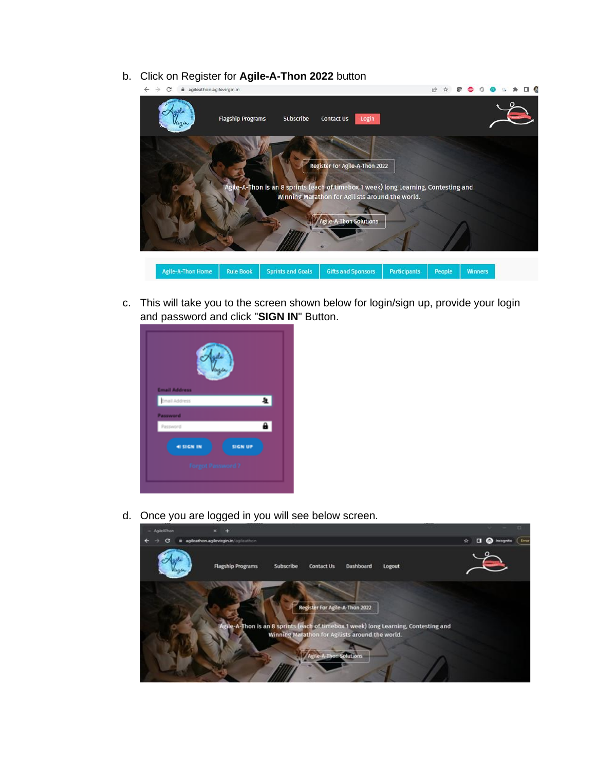b. Click on Register for **Agile-A-Thon 2022** button

c. This will take you to the screen shown below for login/sign up, provide your login and password and click "**SIGN IN**" Button.

d. Once you are logged in you will see below screen.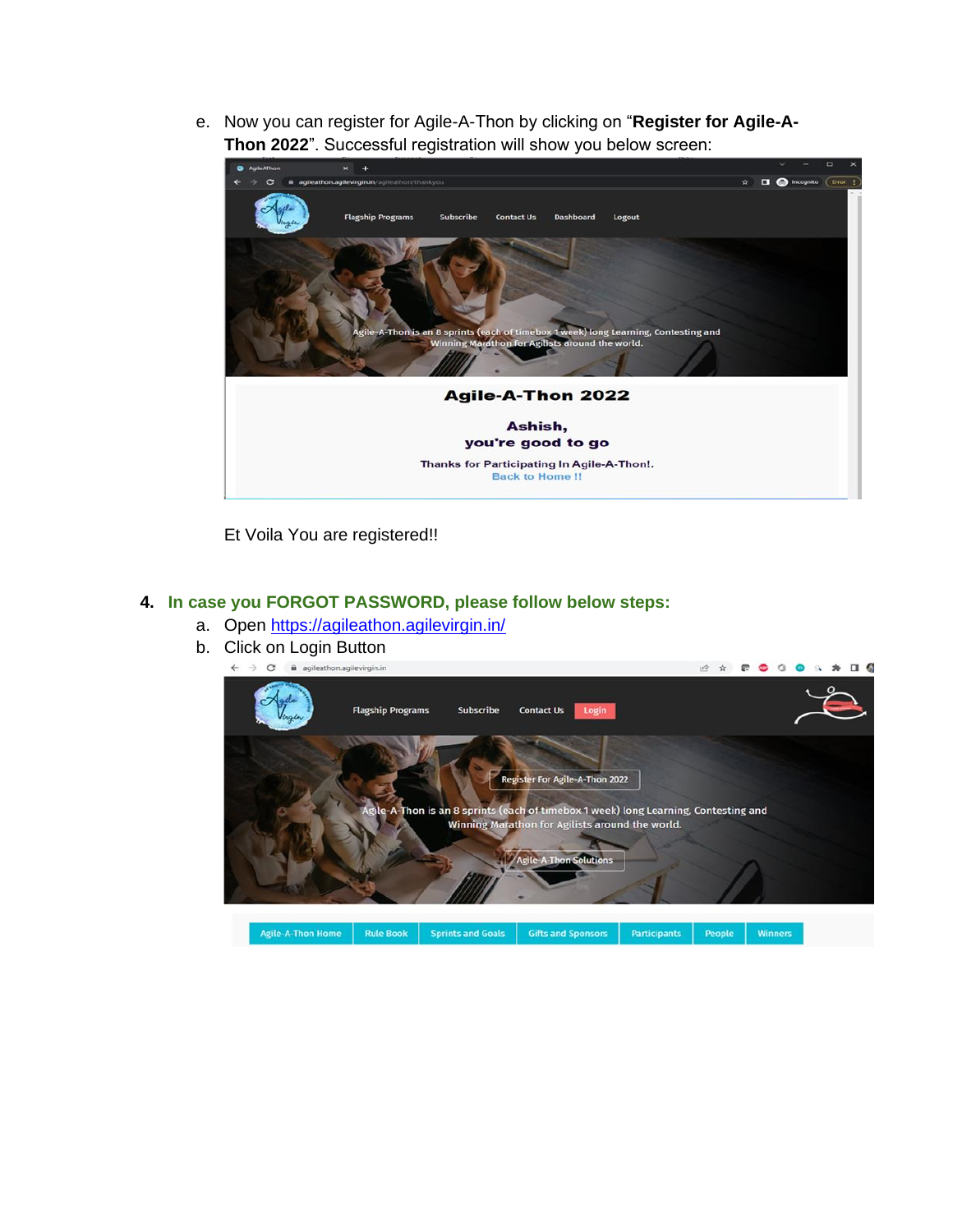e. Now you can register for Agile-A-Thon by clicking on "**Register for Agile-A-Thon 2022**". Successful registration will show you below screen:

Et Voila You are registered!!

4. **In case you FORGOT PASSWORD, please follow below steps:**
   a. Open https://agileathon.agilevirgin.in/
   b. Click on Login Button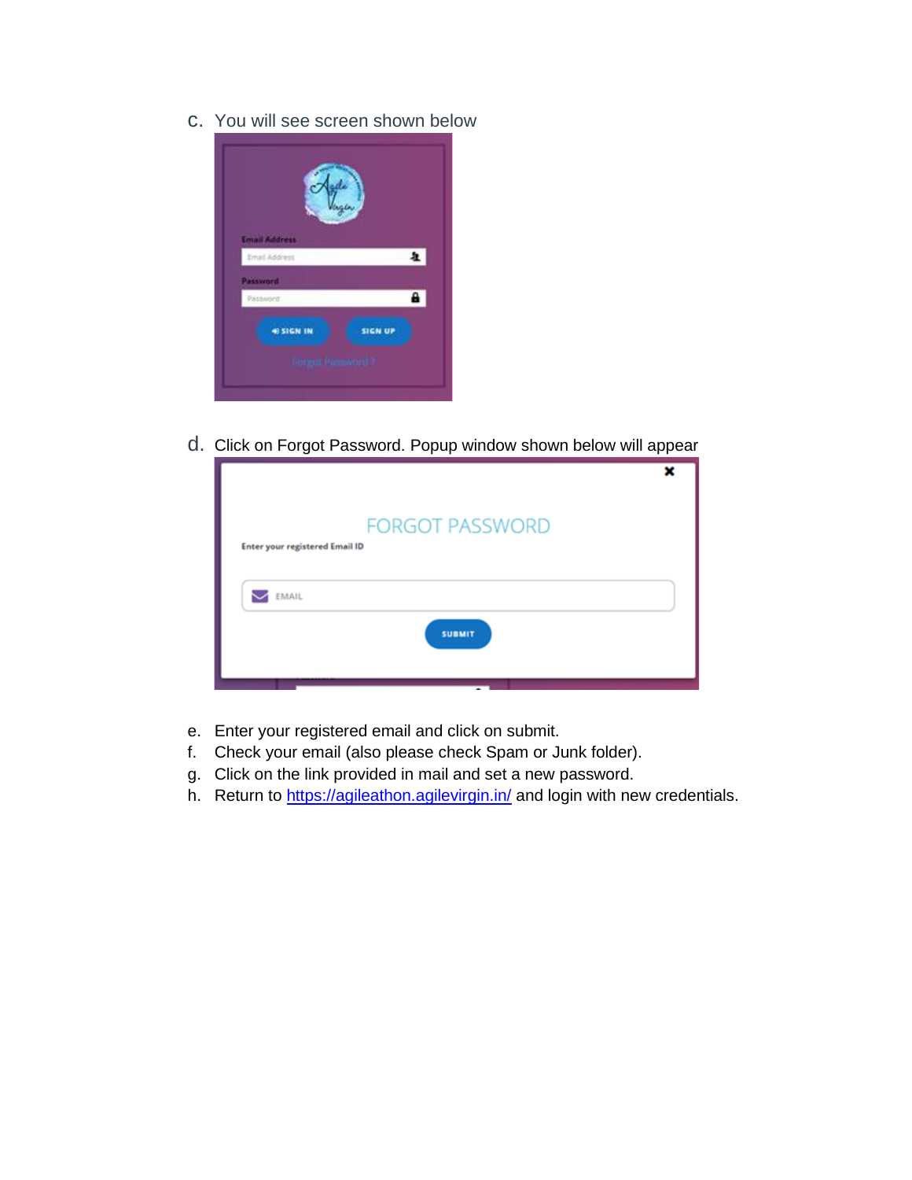c. You will see screen shown below

d. Click on Forgot Password. Popup window shown below will appear

e. Enter your registered email and click on submit.
f. Check your email (also please check Spam or Junk folder).
g. Click on the link provided in mail and set a new password.
h. Return to https://agileathon.agilevirgin.in/ and login with new credentials.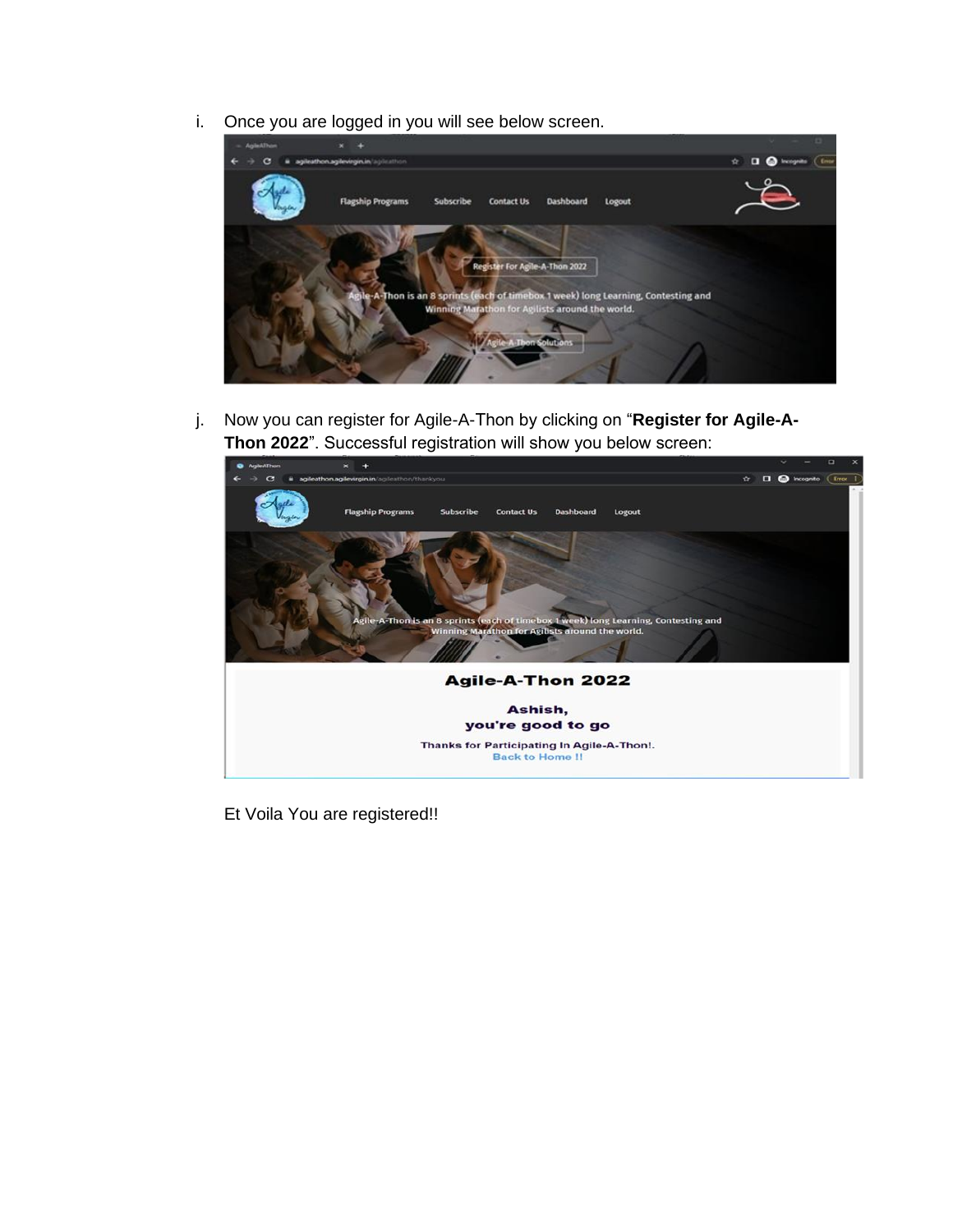i. Once you are logged in you will see below screen.

j. Now you can register for Agile-A-Thon by clicking on "**Register for Agile-A-Thon 2022**". Successful registration will show you below screen:

Et Voila You are registered!!